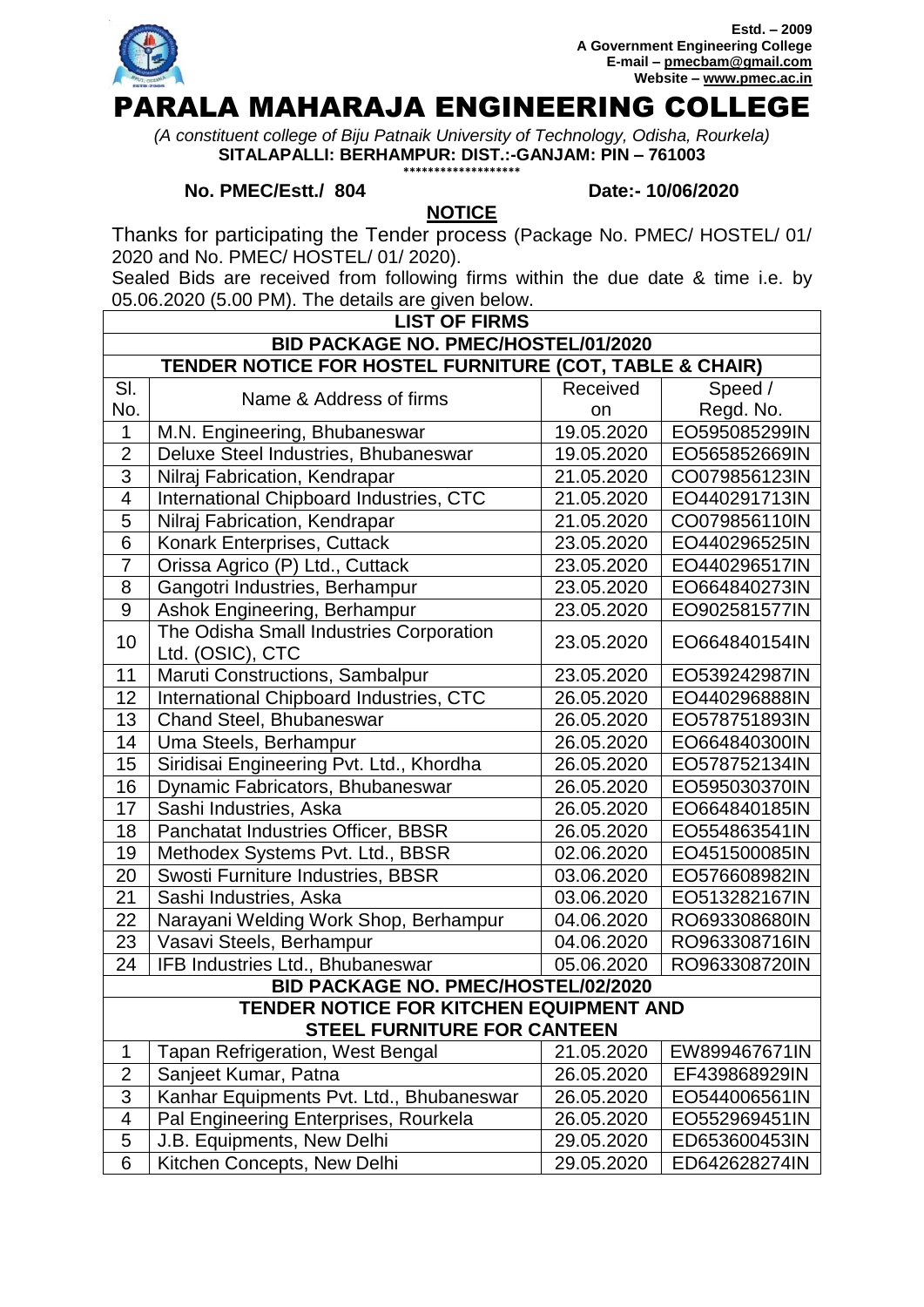Estd. – 2009
**A Government Engineering College**
**E-mail – pmecbam@gmail.com**
**Website – www.pmec.ac.in**

# PARALA MAHARAJA ENGINEERING COLLEGE

*(A constituent college of Biju Patnaik University of Technology, Odisha, Rourkela)*
**SITALAPALLI: BERHAMPUR: DIST.:-GANJAM: PIN – 761003**
*******************

**No. PMEC/Estt./ 804** **Date:- 10/06/2020**

## NOTICE

Thanks for participating the Tender process (Package No. PMEC/ HOSTEL/ 01/ 2020 and No. PMEC/ HOSTEL/ 01/ 2020).

Sealed Bids are received from following firms within the due date & time i.e. by 05.06.2020 (5.00 PM). The details are given below.

**LIST OF FIRMS**

**BID PACKAGE NO. PMEC/HOSTEL/01/2020**

**TENDER NOTICE FOR HOSTEL FURNITURE (COT, TABLE & CHAIR)**

| Sl. No. | Name & Address of firms | Received on | Speed / Regd. No. |
|---|---|---|---|
| 1 | M.N. Engineering, Bhubaneswar | 19.05.2020 | EO595085299IN |
| 2 | Deluxe Steel Industries, Bhubaneswar | 19.05.2020 | EO565852669IN |
| 3 | Nilraj Fabrication, Kendrapar | 21.05.2020 | CO079856123IN |
| 4 | International Chipboard Industries, CTC | 21.05.2020 | EO440291713IN |
| 5 | Nilraj Fabrication, Kendrapar | 21.05.2020 | CO079856110IN |
| 6 | Konark Enterprises, Cuttack | 23.05.2020 | EO440296525IN |
| 7 | Orissa Agrico (P) Ltd., Cuttack | 23.05.2020 | EO440296517IN |
| 8 | Gangotri Industries, Berhampur | 23.05.2020 | EO664840273IN |
| 9 | Ashok Engineering, Berhampur | 23.05.2020 | EO902581577IN |
| 10 | The Odisha Small Industries Corporation Ltd. (OSIC), CTC | 23.05.2020 | EO664840154IN |
| 11 | Maruti Constructions, Sambalpur | 23.05.2020 | EO539242987IN |
| 12 | International Chipboard Industries, CTC | 26.05.2020 | EO440296888IN |
| 13 | Chand Steel, Bhubaneswar | 26.05.2020 | EO578751893IN |
| 14 | Uma Steels, Berhampur | 26.05.2020 | EO664840300IN |
| 15 | Siridisai Engineering Pvt. Ltd., Khordha | 26.05.2020 | EO578752134IN |
| 16 | Dynamic Fabricators, Bhubaneswar | 26.05.2020 | EO595030370IN |
| 17 | Sashi Industries, Aska | 26.05.2020 | EO664840185IN |
| 18 | Panchatat Industries Officer, BBSR | 26.05.2020 | EO554863541IN |
| 19 | Methodex Systems Pvt. Ltd., BBSR | 02.06.2020 | EO451500085IN |
| 20 | Swosti Furniture Industries, BBSR | 03.06.2020 | EO576608982IN |
| 21 | Sashi Industries, Aska | 03.06.2020 | EO513282167IN |
| 22 | Narayani Welding Work Shop, Berhampur | 04.06.2020 | RO693308680IN |
| 23 | Vasavi Steels, Berhampur | 04.06.2020 | RO963308716IN |
| 24 | IFB Industries Ltd., Bhubaneswar | 05.06.2020 | RO963308720IN |

**BID PACKAGE NO. PMEC/HOSTEL/02/2020**

**TENDER NOTICE FOR KITCHEN EQUIPMENT AND STEEL FURNITURE FOR CANTEEN**

| Sl. No. | Name & Address of firms | Received on | Speed / Regd. No. |
|---|---|---|---|
| 1 | Tapan Refrigeration, West Bengal | 21.05.2020 | EW899467671IN |
| 2 | Sanjeet Kumar, Patna | 26.05.2020 | EF439868929IN |
| 3 | Kanhar Equipments Pvt. Ltd., Bhubaneswar | 26.05.2020 | EO544006561IN |
| 4 | Pal Engineering Enterprises, Rourkela | 26.05.2020 | EO552969451IN |
| 5 | J.B. Equipments, New Delhi | 29.05.2020 | ED653600453IN |
| 6 | Kitchen Concepts, New Delhi | 29.05.2020 | ED642628274IN |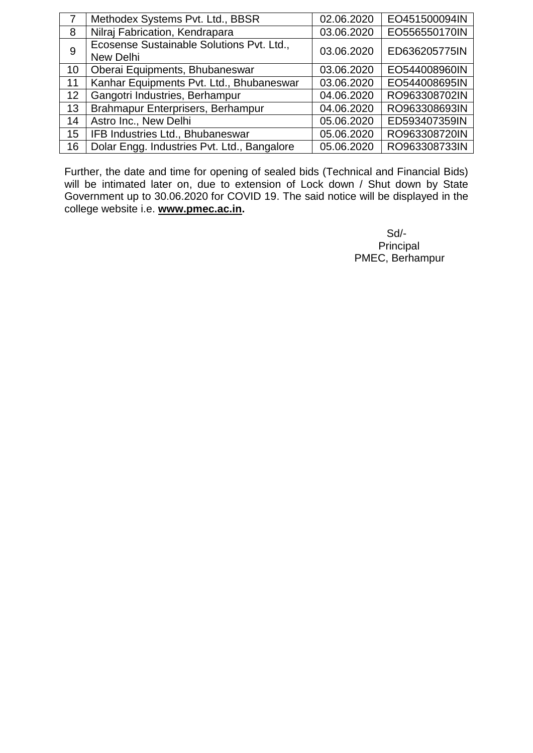| | | | |
|---|---|---|---|
| 7 | Methodex Systems Pvt. Ltd., BBSR | 02.06.2020 | EO451500094IN |
| 8 | Nilraj Fabrication, Kendrapara | 03.06.2020 | EO556550170IN |
| 9 | Ecosense Sustainable Solutions Pvt. Ltd., New Delhi | 03.06.2020 | ED636205775IN |
| 10 | Oberai Equipments, Bhubaneswar | 03.06.2020 | EO544008960IN |
| 11 | Kanhar Equipments Pvt. Ltd., Bhubaneswar | 03.06.2020 | EO544008695IN |
| 12 | Gangotri Industries, Berhampur | 04.06.2020 | RO963308702IN |
| 13 | Brahmapur Enterprisers, Berhampur | 04.06.2020 | RO963308693IN |
| 14 | Astro Inc., New Delhi | 05.06.2020 | ED593407359IN |
| 15 | IFB Industries Ltd., Bhubaneswar | 05.06.2020 | RO963308720IN |
| 16 | Dolar Engg. Industries Pvt. Ltd., Bangalore | 05.06.2020 | RO963308733IN |

Further, the date and time for opening of sealed bids (Technical and Financial Bids) will be intimated later on, due to extension of Lock down / Shut down by State Government up to 30.06.2020 for COVID 19. The said notice will be displayed in the college website i.e. **www.pmec.ac.in.**

Sd/-
Principal
PMEC, Berhampur